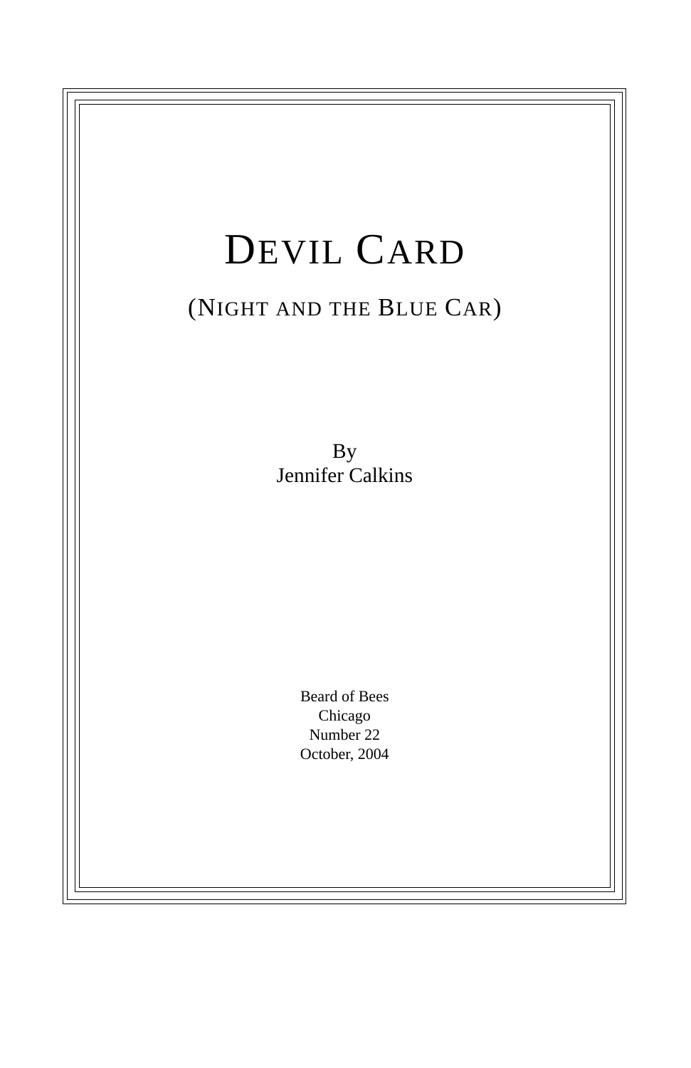# DEVIL CARD

## (NIGHT AND THE BLUE CAR)

By
Jennifer Calkins

Beard of Bees
Chicago
Number 22
October, 2004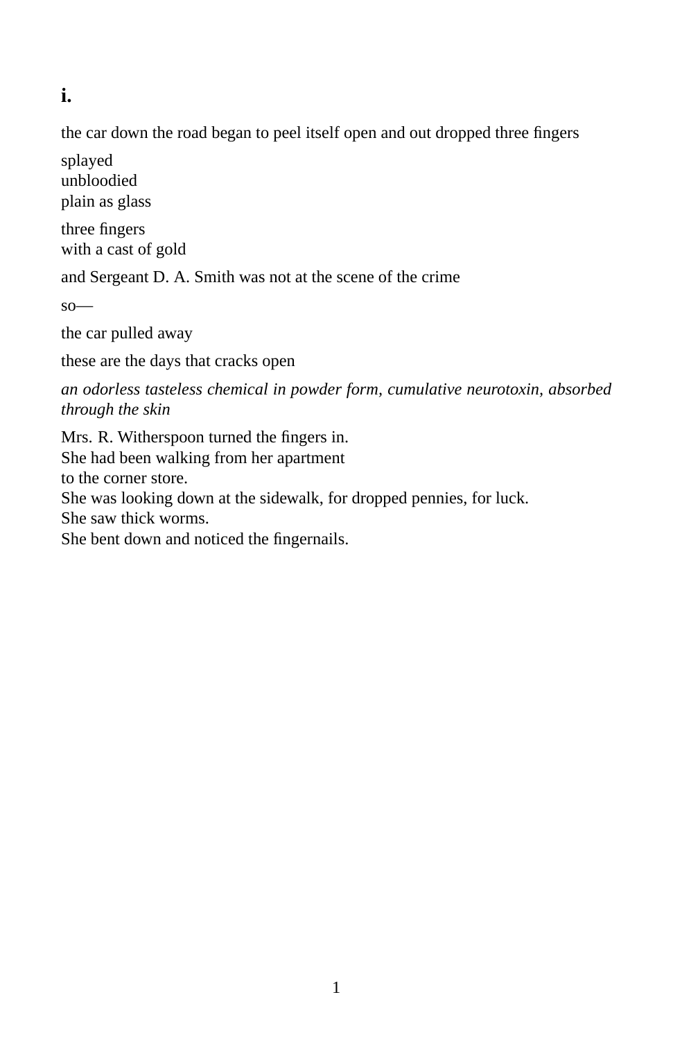## i.

the car down the road began to peel itself open and out dropped three fingers

splayed
unbloodied
plain as glass

three fingers
with a cast of gold

and Sergeant D. A. Smith was not at the scene of the crime

so—

the car pulled away

these are the days that cracks open

*an odorless tasteless chemical in powder form, cumulative neurotoxin, absorbed through the skin*

Mrs. R. Witherspoon turned the fingers in.
She had been walking from her apartment
to the corner store.
She was looking down at the sidewalk, for dropped pennies, for luck.
She saw thick worms.
She bent down and noticed the fingernails.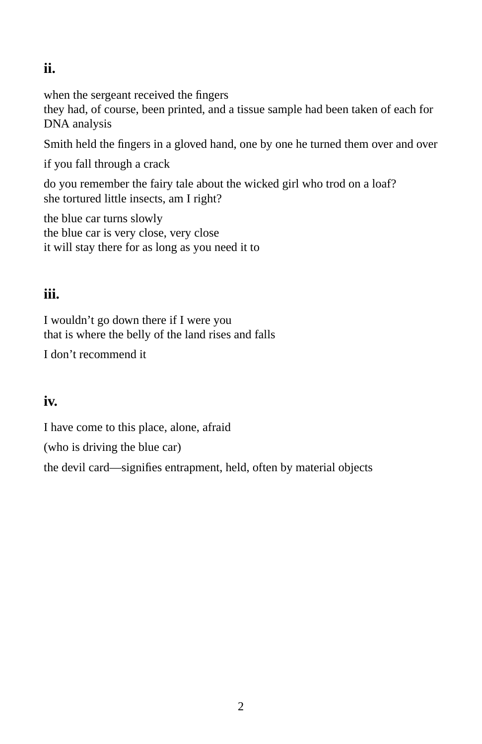## ii.

when the sergeant received the fingers
they had, of course, been printed, and a tissue sample had been taken of each for DNA analysis

Smith held the fingers in a gloved hand, one by one he turned them over and over

if you fall through a crack

do you remember the fairy tale about the wicked girl who trod on a loaf?
she tortured little insects, am I right?

the blue car turns slowly
the blue car is very close, very close
it will stay there for as long as you need it to

## iii.

I wouldn't go down there if I were you
that is where the belly of the land rises and falls

I don't recommend it

## iv.

I have come to this place, alone, afraid

(who is driving the blue car)

the devil card—signifies entrapment, held, often by material objects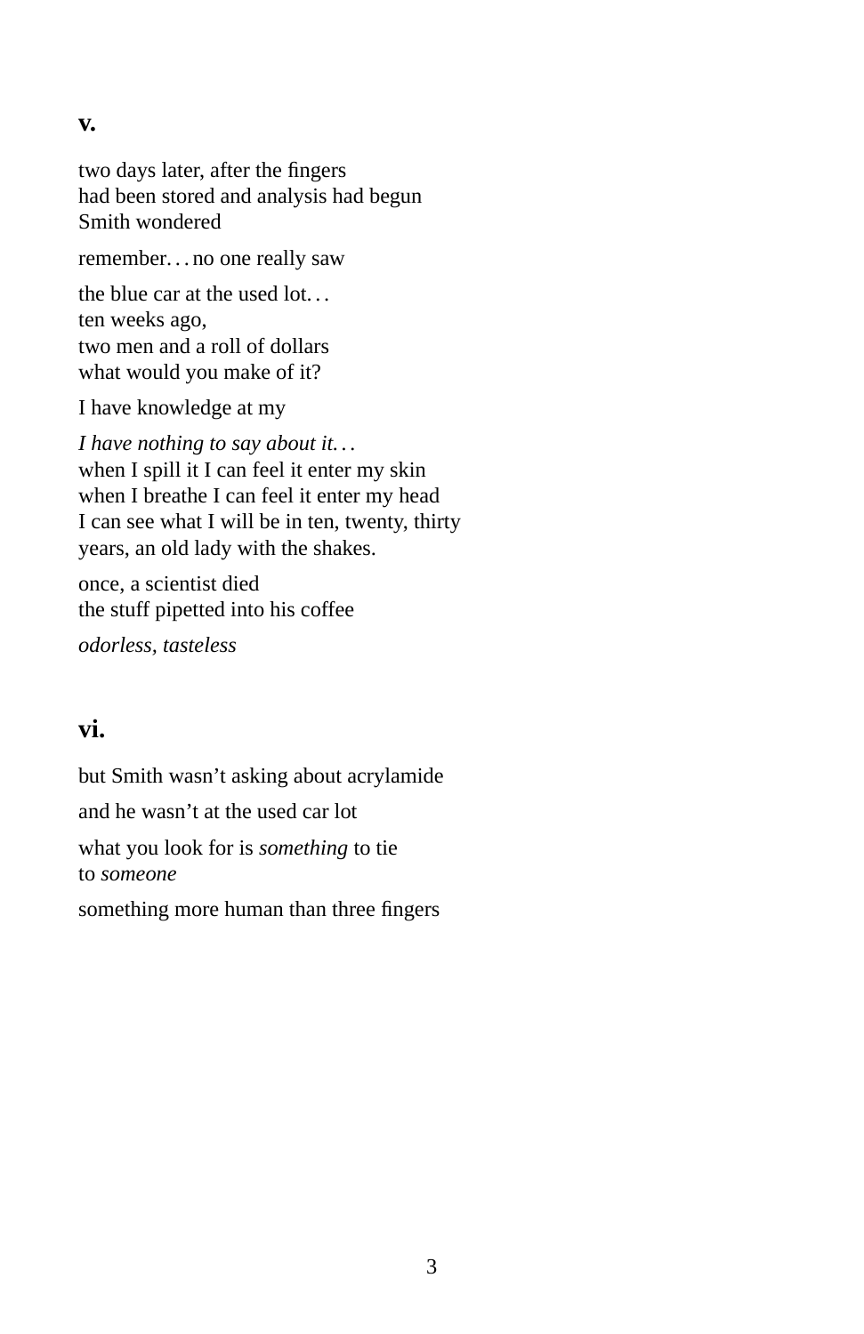**v.**

two days later, after the fingers
had been stored and analysis had begun
Smith wondered

remember. . . no one really saw

the blue car at the used lot. . .
ten weeks ago,
two men and a roll of dollars
what would you make of it?

I have knowledge at my

*I have nothing to say about it. . .*
when I spill it I can feel it enter my skin
when I breathe I can feel it enter my head
I can see what I will be in ten, twenty, thirty
years, an old lady with the shakes.

once, a scientist died
the stuff pipetted into his coffee

*odorless, tasteless*

## vi.

but Smith wasn't asking about acrylamide

and he wasn't at the used car lot

what you look for is *something* to tie
to *someone*

something more human than three fingers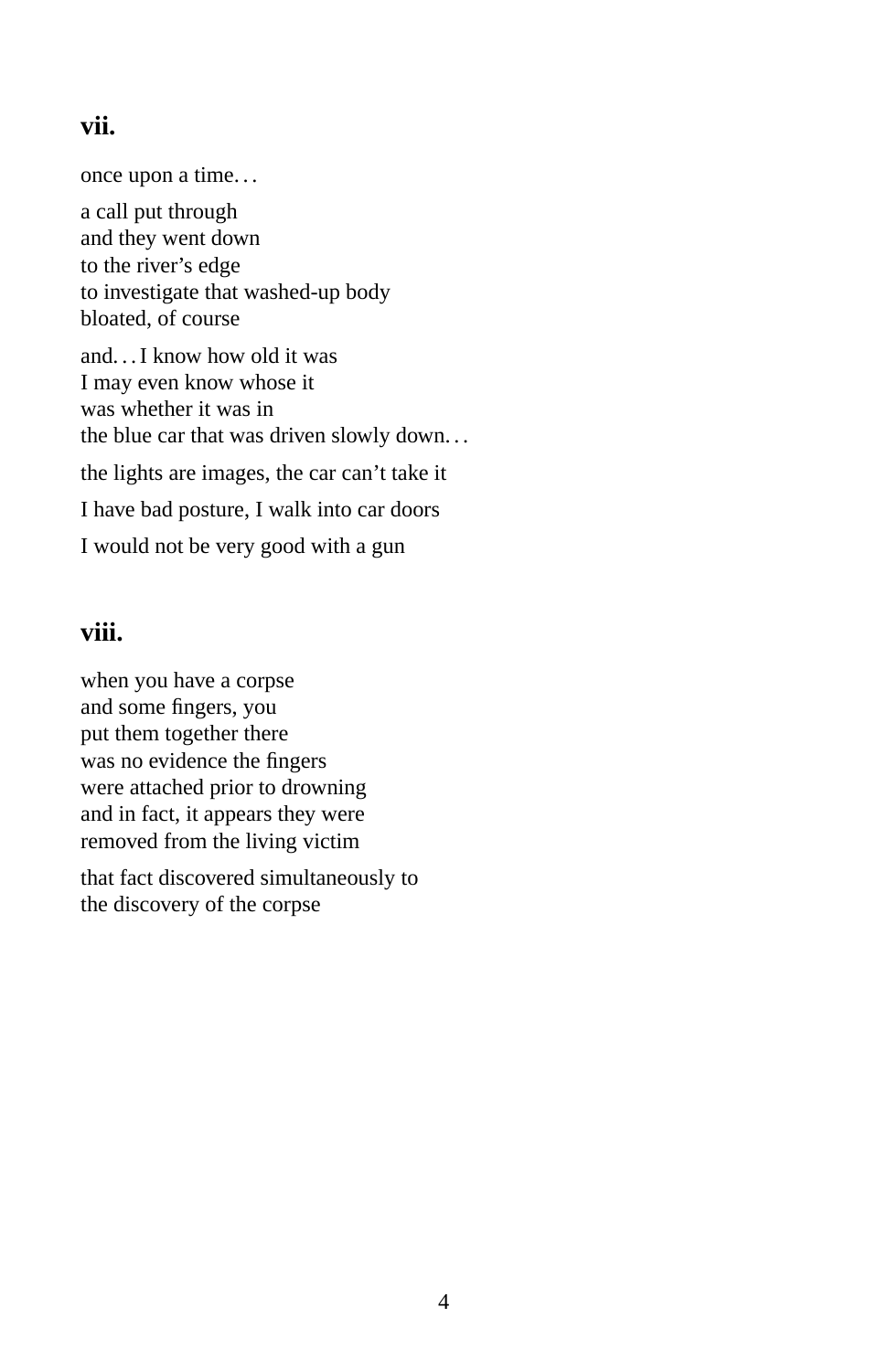### vii.

once upon a time…

a call put through  
and they went down  
to the river's edge  
to investigate that washed-up body  
bloated, of course

and…I know how old it was  
I may even know whose it  
was whether it was in  
the blue car that was driven slowly down…

the lights are images, the car can't take it

I have bad posture, I walk into car doors

I would not be very good with a gun

### viii.

when you have a corpse  
and some fingers, you  
put them together there  
was no evidence the fingers  
were attached prior to drowning  
and in fact, it appears they were  
removed from the living victim

that fact discovered simultaneously to  
the discovery of the corpse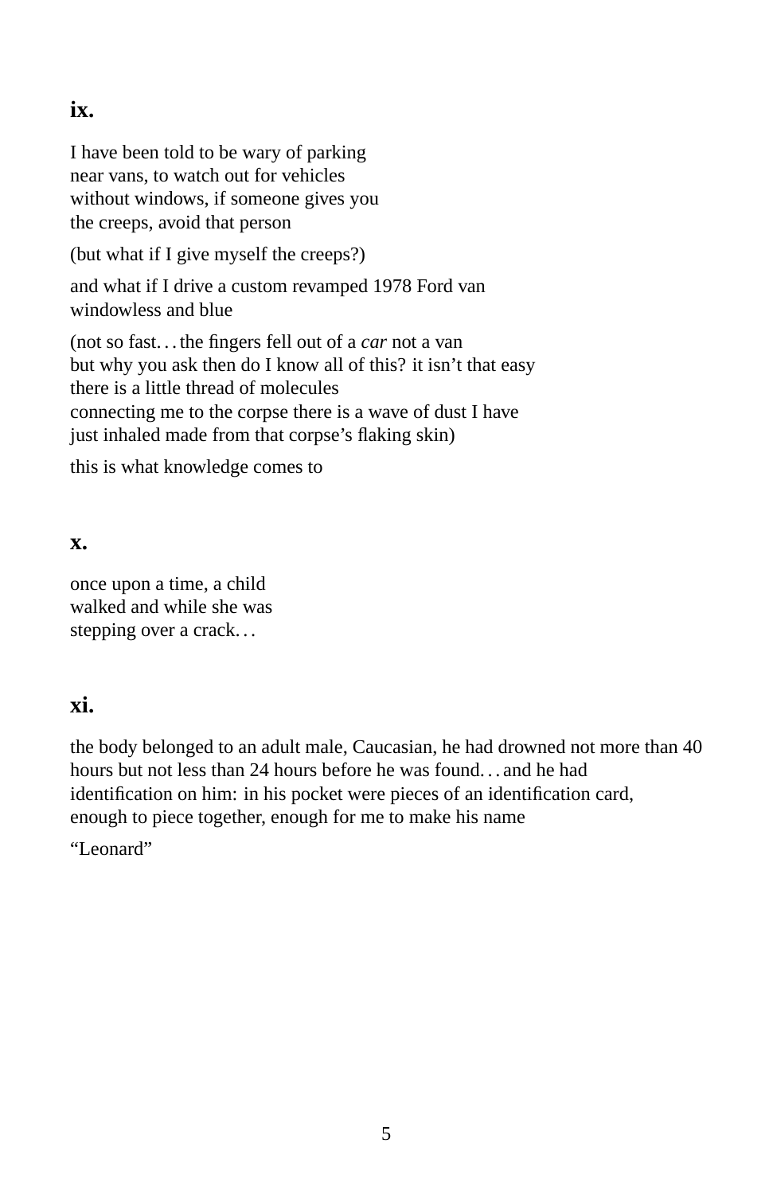## ix.

I have been told to be wary of parking
near vans, to watch out for vehicles
without windows, if someone gives you
the creeps, avoid that person

(but what if I give myself the creeps?)

and what if I drive a custom revamped 1978 Ford van
windowless and blue

(not so fast. . . the fingers fell out of a *car* not a van
but why you ask then do I know all of this? it isn't that easy
there is a little thread of molecules
connecting me to the corpse there is a wave of dust I have
just inhaled made from that corpse's flaking skin)

this is what knowledge comes to

## x.

once upon a time, a child
walked and while she was
stepping over a crack. . .

## xi.

the body belonged to an adult male, Caucasian, he had drowned not more than 40
hours but not less than 24 hours before he was found. . . and he had
identification on him: in his pocket were pieces of an identification card,
enough to piece together, enough for me to make his name

"Leonard"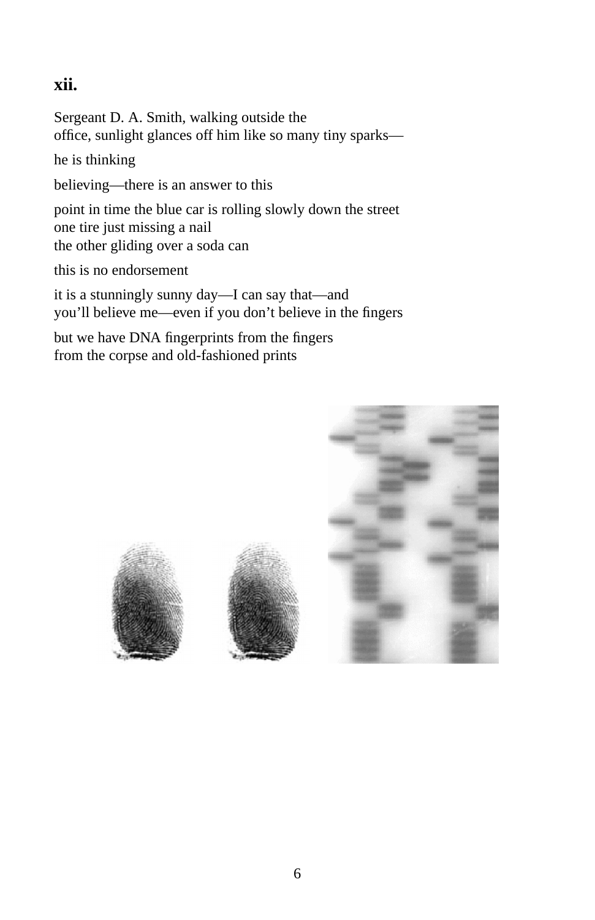## xii.

Sergeant D. A. Smith, walking outside the
office, sunlight glances off him like so many tiny sparks—

he is thinking

believing—there is an answer to this

point in time the blue car is rolling slowly down the street
one tire just missing a nail
the other gliding over a soda can

this is no endorsement

it is a stunningly sunny day—I can say that—and
you'll believe me—even if you don't believe in the fingers

but we have DNA fingerprints from the fingers
from the corpse and old-fashioned prints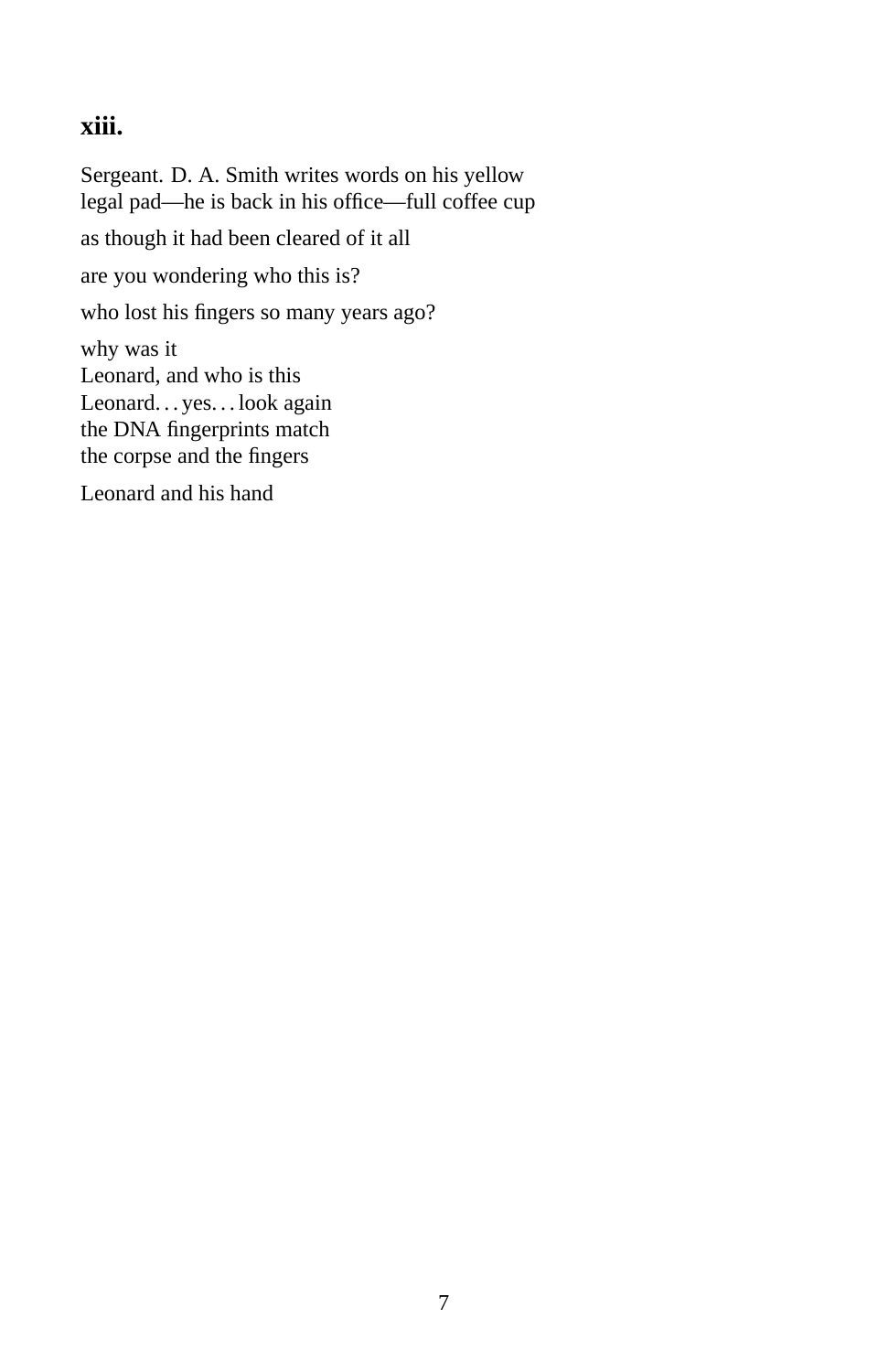## xiii.

Sergeant. D. A. Smith writes words on his yellow
legal pad—he is back in his office—full coffee cup

as though it had been cleared of it all

are you wondering who this is?

who lost his fingers so many years ago?

why was it
Leonard, and who is this
Leonard. . . yes. . . look again
the DNA fingerprints match
the corpse and the fingers

Leonard and his hand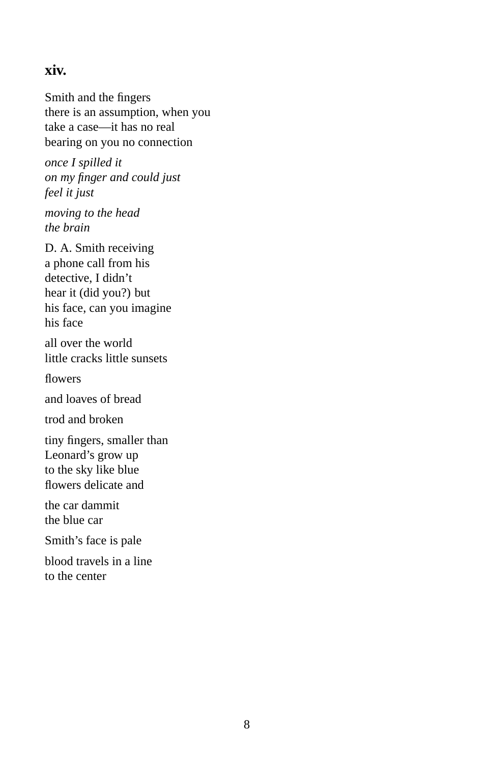## xiv.

Smith and the fingers
there is an assumption, when you
take a case—it has no real
bearing on you no connection

*once I spilled it*
*on my finger and could just*
*feel it just*

*moving to the head*
*the brain*

D. A. Smith receiving
a phone call from his
detective, I didn't
hear it (did you?) but
his face, can you imagine
his face

all over the world
little cracks little sunsets

flowers

and loaves of bread

trod and broken

tiny fingers, smaller than
Leonard's grow up
to the sky like blue
flowers delicate and

the car dammit
the blue car

Smith's face is pale

blood travels in a line
to the center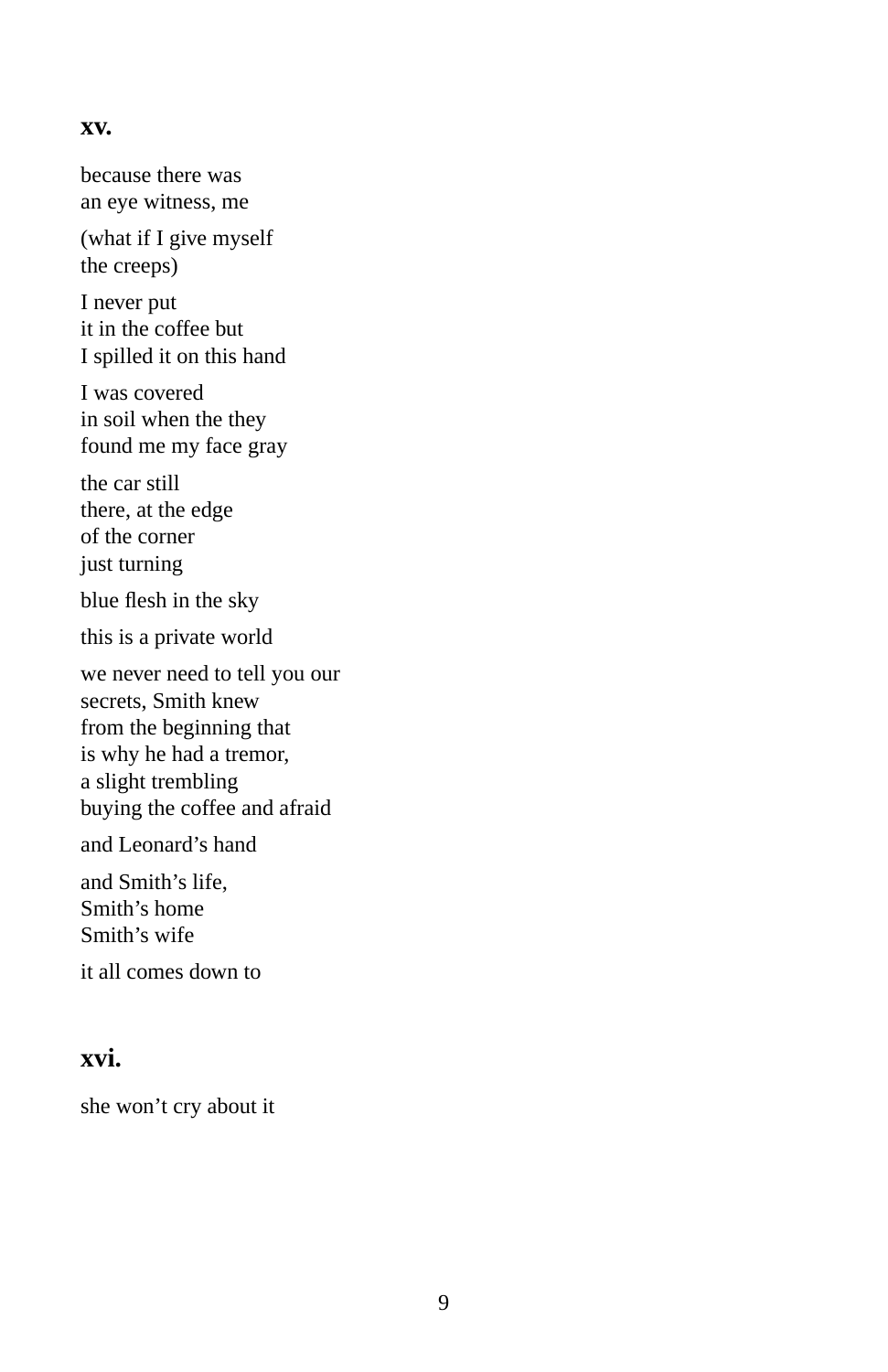## xv.

because there was
an eye witness, me

(what if I give myself
the creeps)

I never put
it in the coffee but
I spilled it on this hand

I was covered
in soil when the they
found me my face gray

the car still
there, at the edge
of the corner
just turning

blue flesh in the sky

this is a private world

we never need to tell you our
secrets, Smith knew
from the beginning that
is why he had a tremor,
a slight trembling
buying the coffee and afraid

and Leonard's hand

and Smith's life,
Smith's home
Smith's wife

it all comes down to

## xvi.

she won't cry about it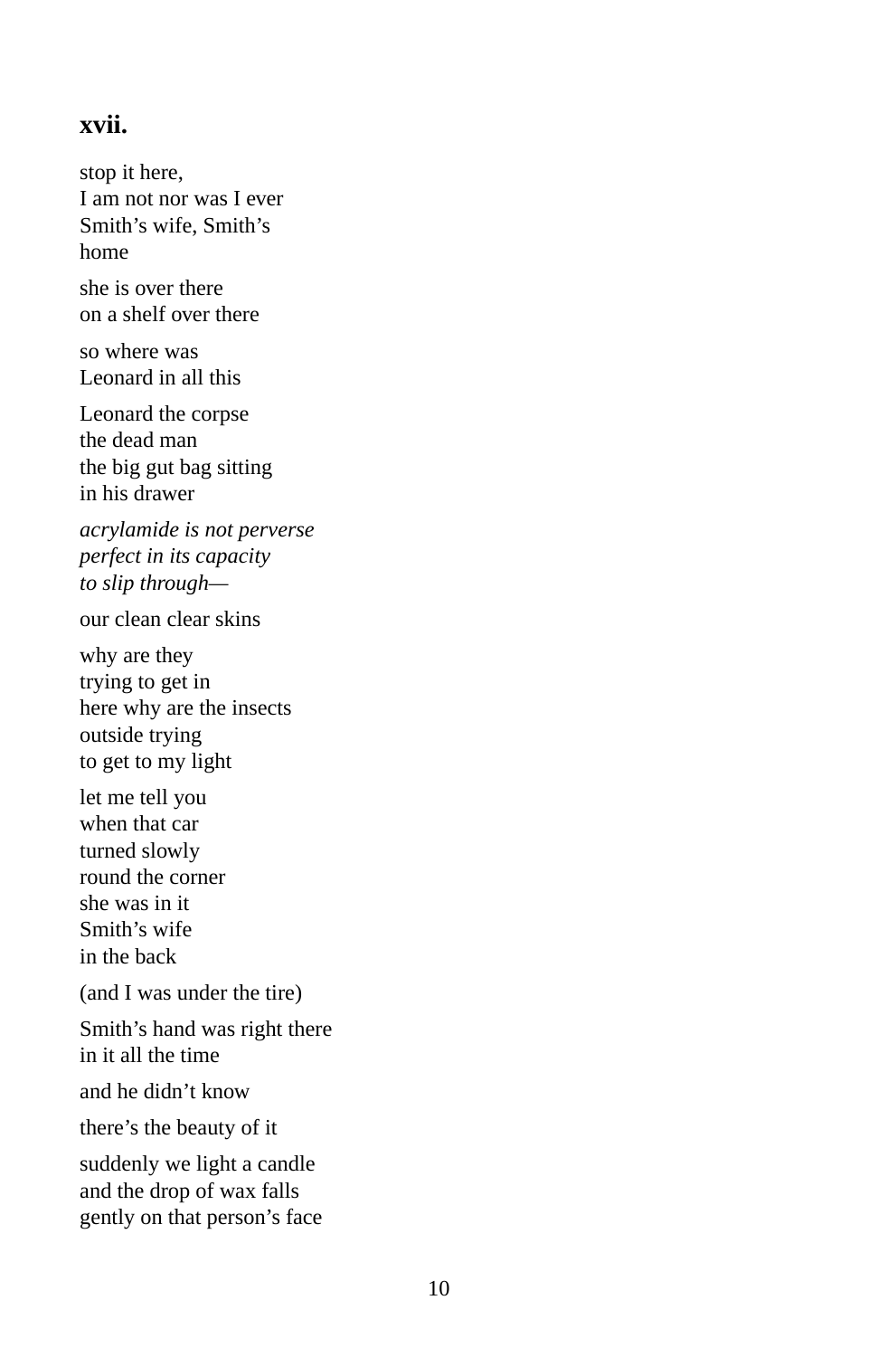## xvii.

stop it here,
I am not nor was I ever
Smith's wife, Smith's
home

she is over there
on a shelf over there

so where was
Leonard in all this

Leonard the corpse
the dead man
the big gut bag sitting
in his drawer

*acrylamide is not perverse*
*perfect in its capacity*
*to slip through*—

our clean clear skins

why are they
trying to get in
here why are the insects
outside trying
to get to my light

let me tell you
when that car
turned slowly
round the corner
she was in it
Smith's wife
in the back

(and I was under the tire)

Smith's hand was right there
in it all the time

and he didn't know

there's the beauty of it

suddenly we light a candle
and the drop of wax falls
gently on that person's face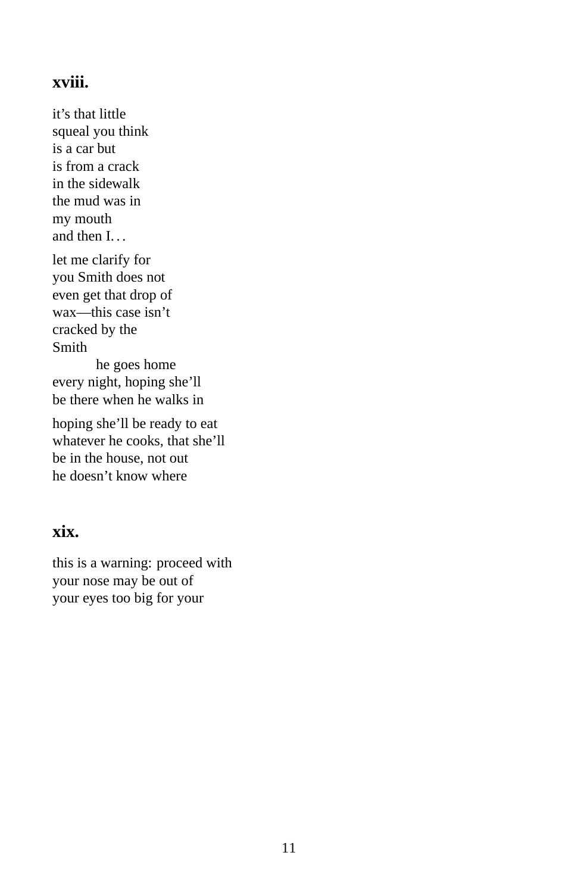## xviii.

it's that little  
squeal you think  
is a car but  
is from a crack  
in the sidewalk  
the mud was in  
my mouth  
and then I. . .

let me clarify for  
you Smith does not  
even get that drop of  
wax—this case isn't  
cracked by the  
Smith  
          he goes home  
every night, hoping she'll  
be there when he walks in

hoping she'll be ready to eat  
whatever he cooks, that she'll  
be in the house, not out  
he doesn't know where

## xix.

this is a warning: proceed with  
your nose may be out of  
your eyes too big for your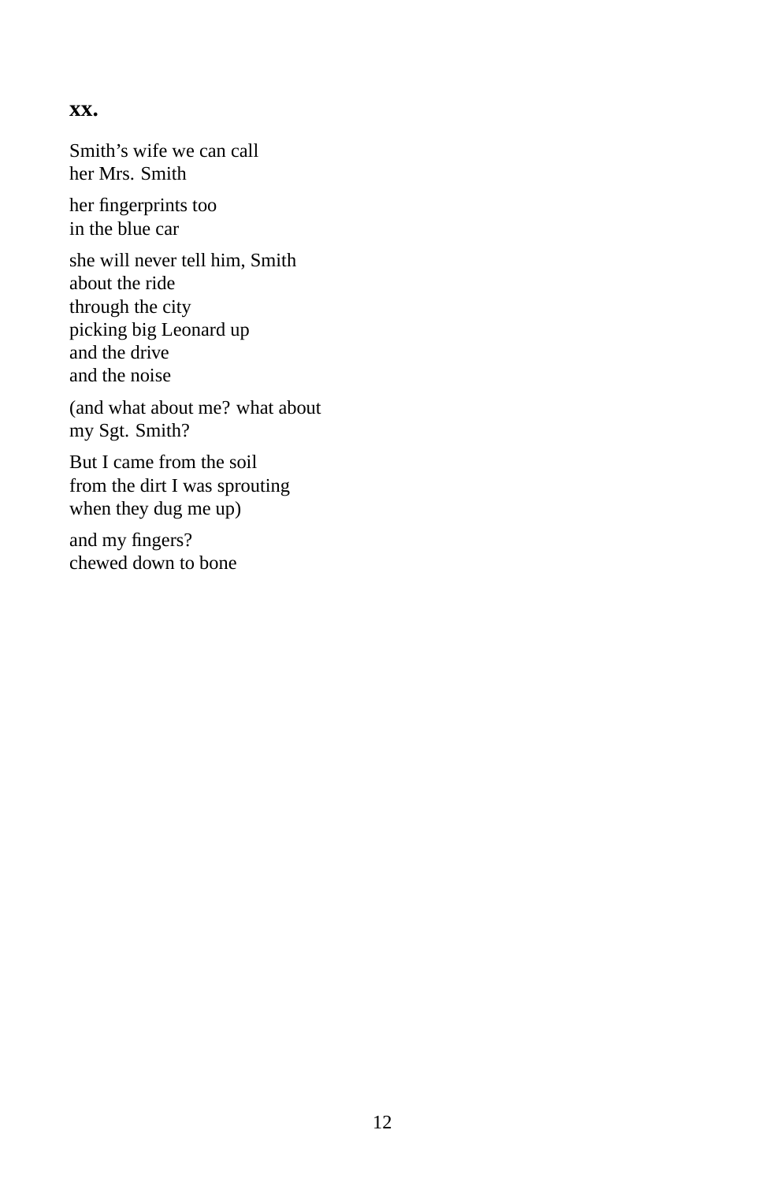**xx.**

Smith's wife we can call
her Mrs. Smith

her fingerprints too
in the blue car

she will never tell him, Smith
about the ride
through the city
picking big Leonard up
and the drive
and the noise

(and what about me? what about
my Sgt. Smith?

But I came from the soil
from the dirt I was sprouting
when they dug me up)

and my fingers?
chewed down to bone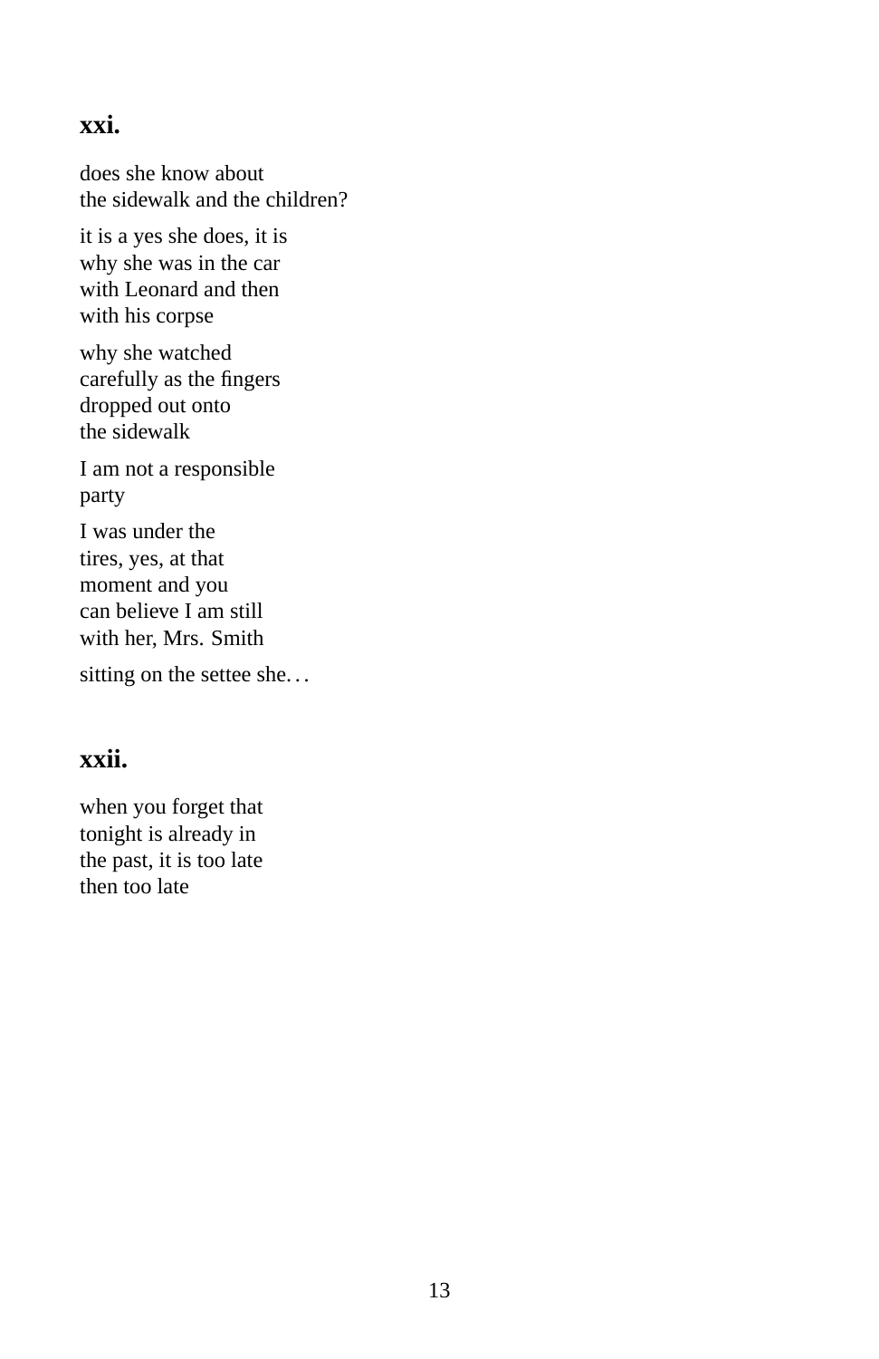## xxi.

does she know about  
the sidewalk and the children?

it is a yes she does, it is  
why she was in the car  
with Leonard and then  
with his corpse

why she watched  
carefully as the fingers  
dropped out onto  
the sidewalk

I am not a responsible  
party

I was under the  
tires, yes, at that  
moment and you  
can believe I am still  
with her, Mrs. Smith

sitting on the settee she. . .

## xxii.

when you forget that  
tonight is already in  
the past, it is too late  
then too late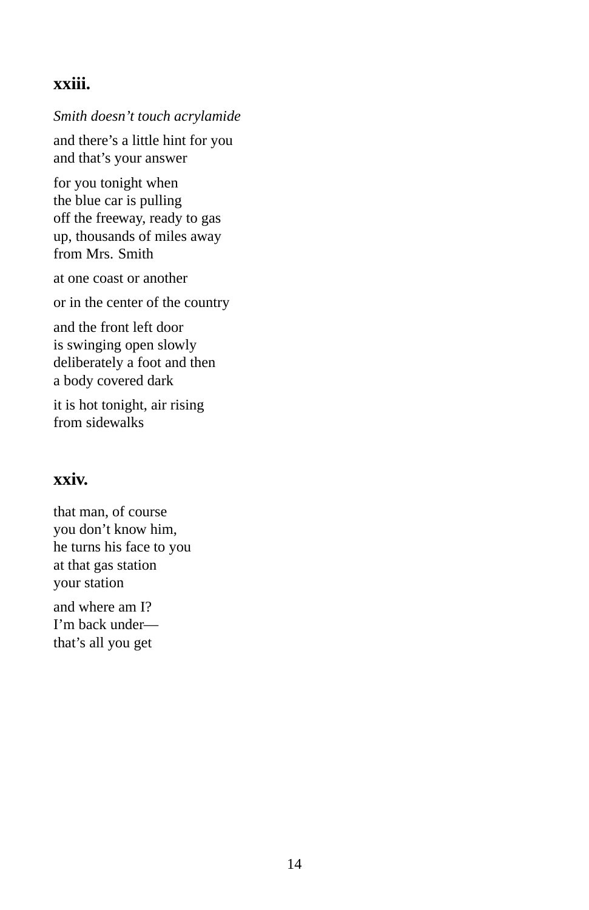## xxiii.

*Smith doesn't touch acrylamide*

and there's a little hint for you
and that's your answer

for you tonight when
the blue car is pulling
off the freeway, ready to gas
up, thousands of miles away
from Mrs. Smith

at one coast or another

or in the center of the country

and the front left door
is swinging open slowly
deliberately a foot and then
a body covered dark

it is hot tonight, air rising
from sidewalks

## xxiv.

that man, of course
you don't know him,
he turns his face to you
at that gas station
your station

and where am I?
I'm back under—
that's all you get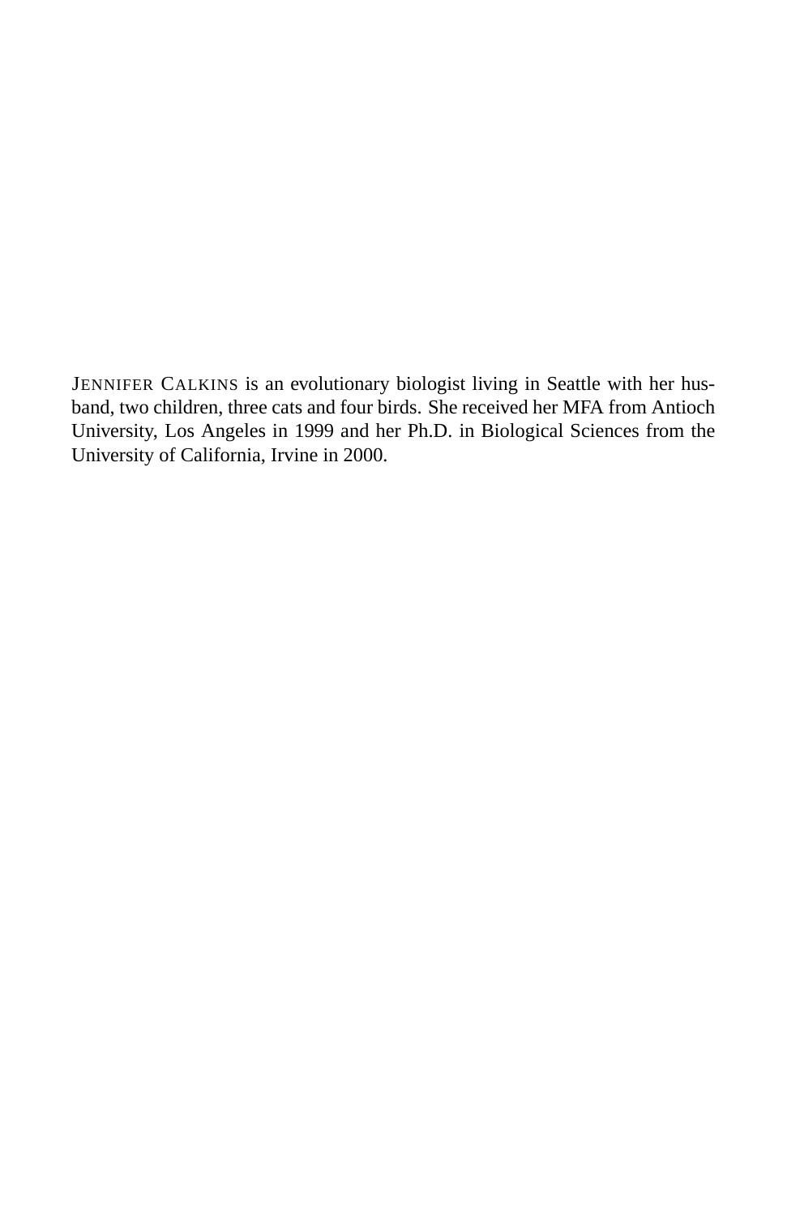JENNIFER CALKINS is an evolutionary biologist living in Seattle with her husband, two children, three cats and four birds. She received her MFA from Antioch University, Los Angeles in 1999 and her Ph.D. in Biological Sciences from the University of California, Irvine in 2000.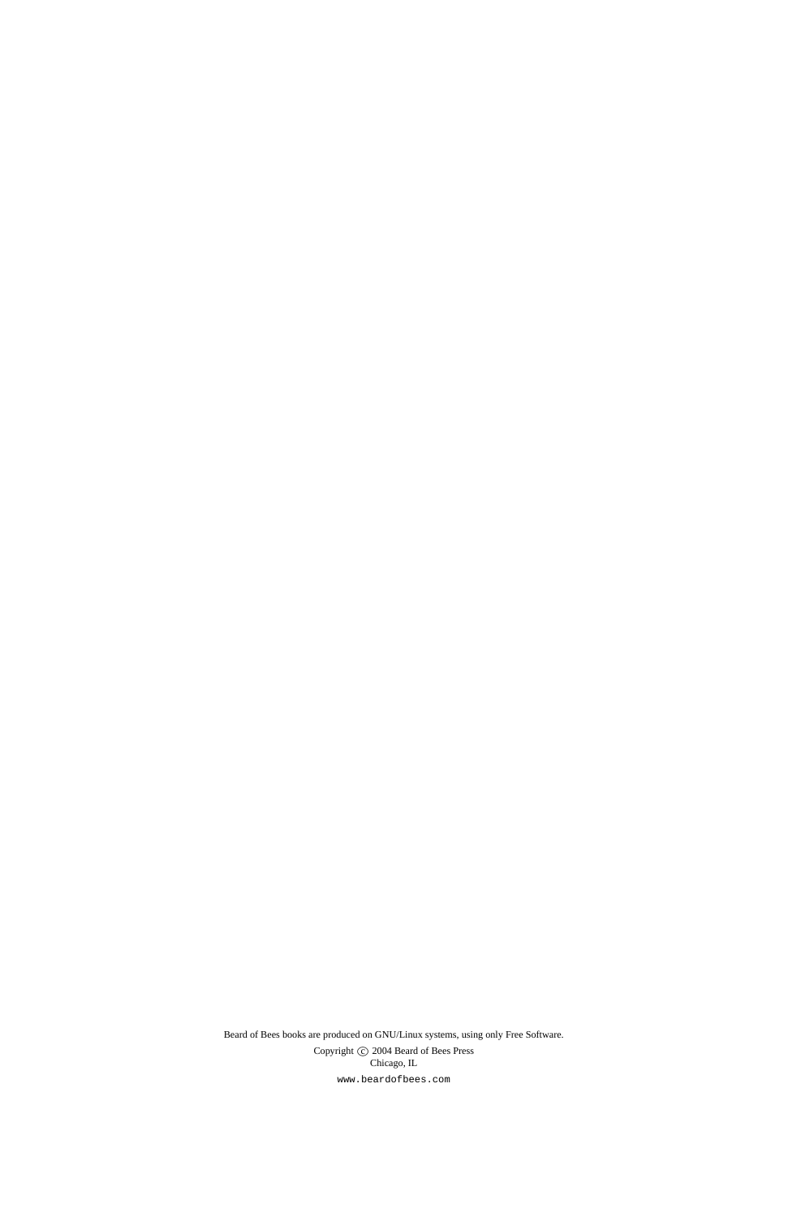Beard of Bees books are produced on GNU/Linux systems, using only Free Software.

Copyright © 2004 Beard of Bees Press
Chicago, IL

`www.beardofbees.com`